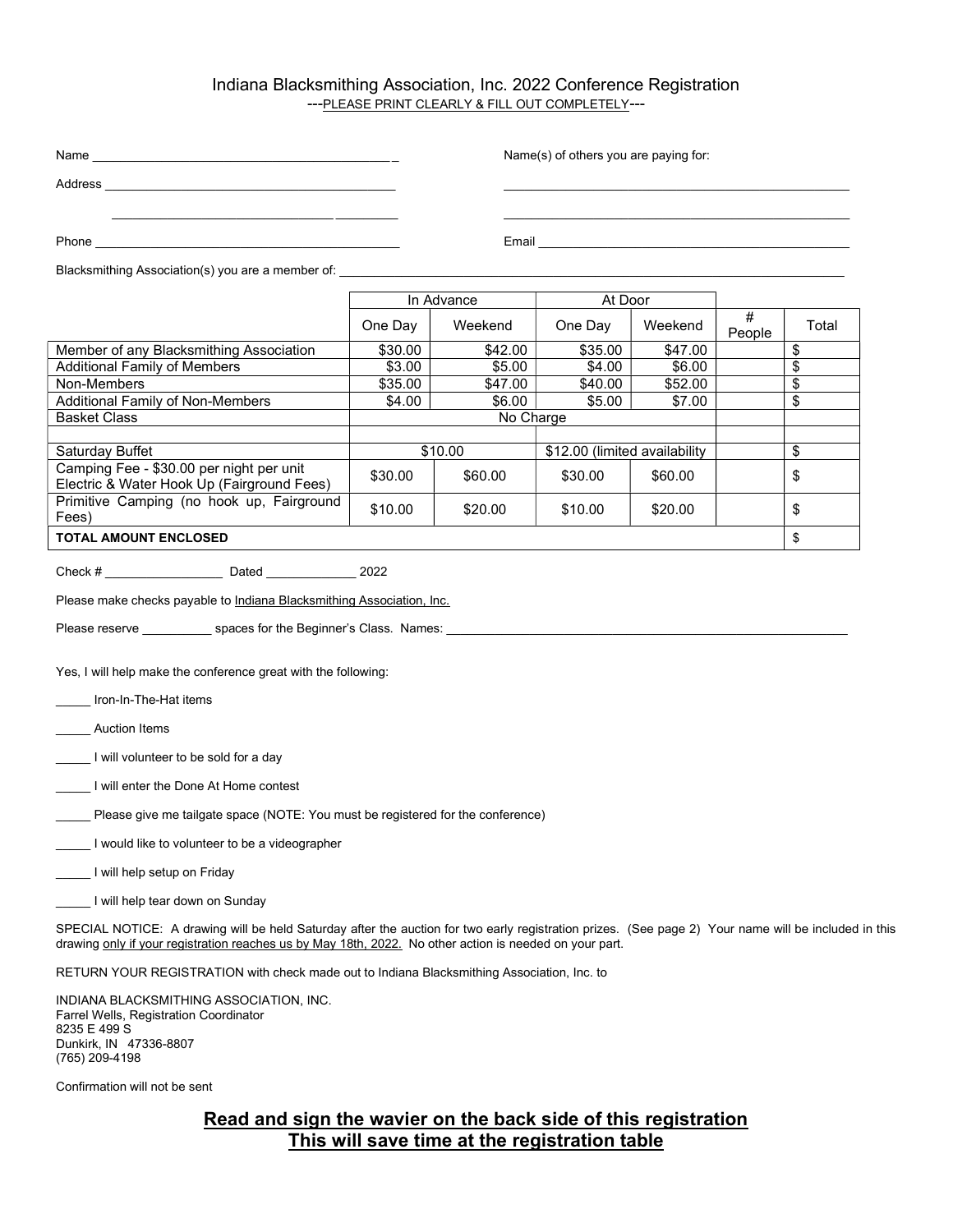# Indiana Blacksmithing Association, Inc. 2022 Conference Registration

---PLEASE PRINT CLEARLY & FILL OUT COMPLETELY---

Name _____________________________________________

Address ___________________________________________

_________________________________________

Phone _____________________________________________

Name(s) of others you are paying for:

_____________________________________________

_____________________________________________

Email _____________________________________________

Blacksmithing Association(s) you are a member of: _____________________________________________

| | In Advance | | At Door | | | |
|---|---|---|---|---|---|---|
| | One Day | Weekend | One Day | Weekend | # People | Total |
| Member of any Blacksmithing Association | $30.00 | $42.00 | $35.00 | $47.00 | | $ |
| Additional Family of Members | $3.00 | $5.00 | $4.00 | $6.00 | | $ |
| Non-Members | $35.00 | $47.00 | $40.00 | $52.00 | | $ |
| Additional Family of Non-Members | $4.00 | $6.00 | $5.00 | $7.00 | | $ |
| Basket Class | No Charge | | | | | |
| | | | | | | |
| Saturday Buffet | $10.00 | | $12.00 (limited availability | | | $ |
| Camping Fee - $30.00 per night per unit Electric & Water Hook Up (Fairground Fees) | $30.00 | $60.00 | $30.00 | $60.00 | | $ |
| Primitive Camping (no hook up, Fairground Fees) | $10.00 | $20.00 | $10.00 | $20.00 | | $ |
| **TOTAL AMOUNT ENCLOSED** | | | | | | $ |

Check # _________________ Dated _____________ 2022

Please make checks payable to Indiana Blacksmithing Association, Inc.

Please reserve __________ spaces for the Beginner's Class. Names: _____________________________________________

Yes, I will help make the conference great with the following:

_____ Iron-In-The-Hat items

_____ Auction Items

_____ I will volunteer to be sold for a day

_____ I will enter the Done At Home contest

_____ Please give me tailgate space (NOTE: You must be registered for the conference)

_____ I would like to volunteer to be a videographer

_____ I will help setup on Friday

_____ I will help tear down on Sunday

SPECIAL NOTICE: A drawing will be held Saturday after the auction for two early registration prizes. (See page 2) Your name will be included in this drawing only if your registration reaches us by May 18th, 2022. No other action is needed on your part.

RETURN YOUR REGISTRATION with check made out to Indiana Blacksmithing Association, Inc. to

INDIANA BLACKSMITHING ASSOCIATION, INC.
Farrel Wells, Registration Coordinator
8235 E 499 S
Dunkirk, IN 47336-8807
(765) 209-4198

Confirmation will not be sent

**Read and sign the wavier on the back side of this registration**
**This will save time at the registration table**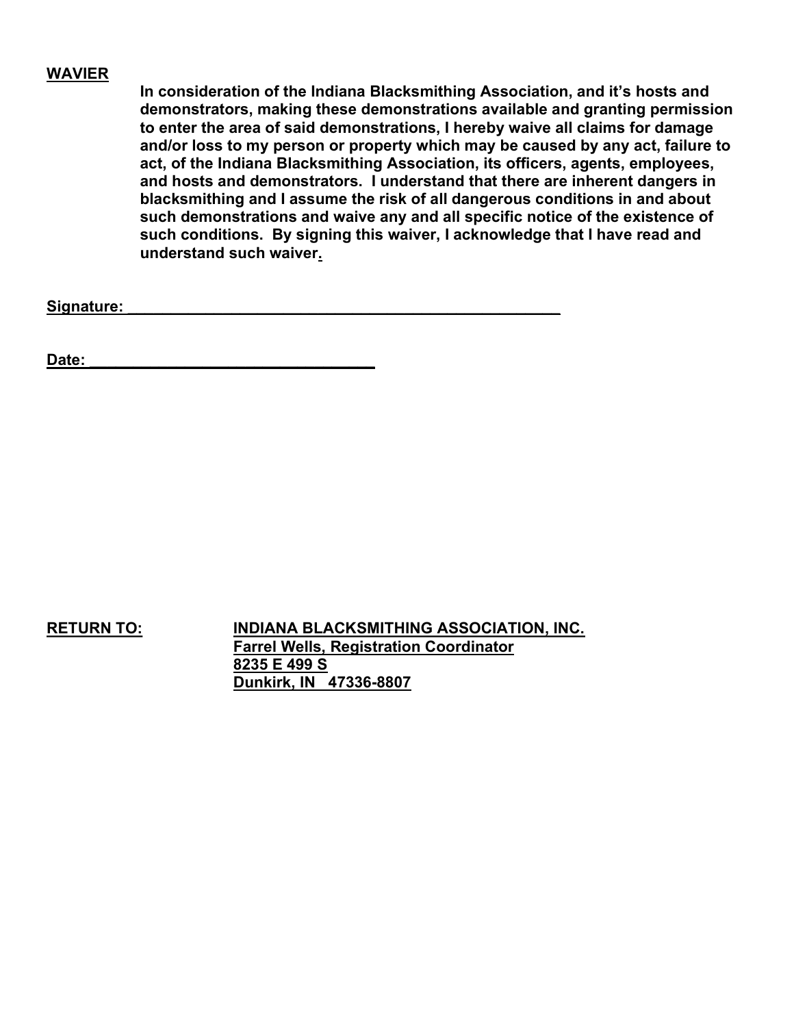## WAVIER

**In consideration of the Indiana Blacksmithing Association, and it's hosts and demonstrators, making these demonstrations available and granting permission to enter the area of said demonstrations, I hereby waive all claims for damage and/or loss to my person or property which may be caused by any act, failure to act, of the Indiana Blacksmithing Association, its officers, agents, employees, and hosts and demonstrators. I understand that there are inherent dangers in blacksmithing and I assume the risk of all dangerous conditions in and about such demonstrations and waive any and all specific notice of the existence of such conditions. By signing this waiver, I acknowledge that I have read and understand such waiver.**

**Signature: ___________________________________________________**

**Date: _________________________________**

**RETURN TO:**

**INDIANA BLACKSMITHING ASSOCIATION, INC.**
**Farrel Wells, Registration Coordinator**
**8235 E 499 S**
**Dunkirk, IN 47336-8807**